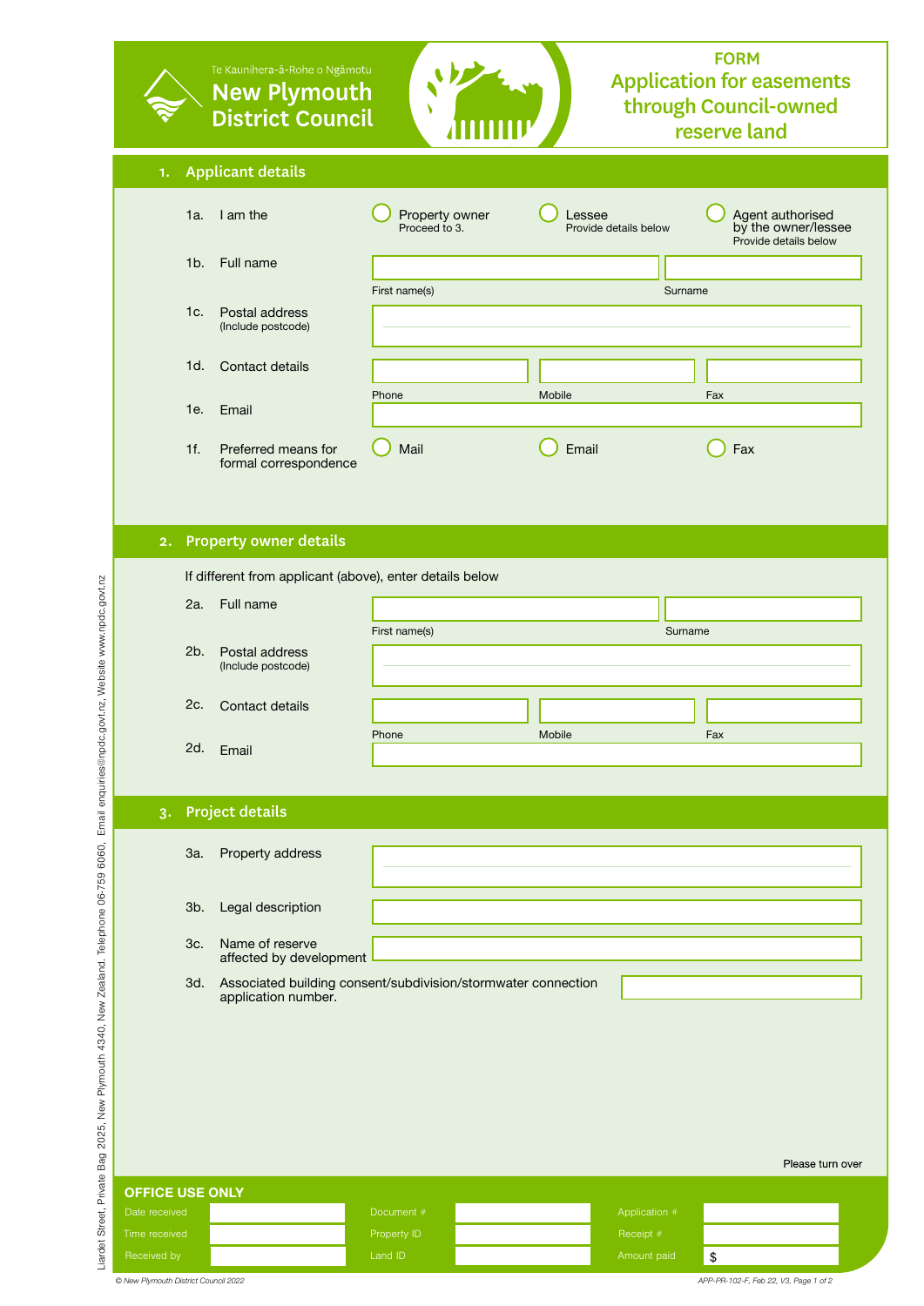Te Kaunihera-ā-Rohe o Ngāmotu

**New Plymouth District Council**

# FORM
# Application for easements through Council-owned reserve land

## 1. Applicant details

1a. I am the
- ◯ Property owner — Proceed to 3.
- ◯ Lessee — Provide details below
- ◯ Agent authorised by the owner/lessee — Provide details below

1b. Full name

| First name(s) | Surname |
|---|---|
| | |

1c. Postal address (Include postcode)

1d. Contact details

| Phone | Mobile | Fax |
|---|---|---|
| | | |

1e. Email

1f. Preferred means for formal correspondence
- ◯ Mail
- ◯ Email
- ◯ Fax

## 2. Property owner details

If different from applicant (above), enter details below

2a. Full name

| First name(s) | Surname |
|---|---|
| | |

2b. Postal address (Include postcode)

2c. Contact details

| Phone | Mobile | Fax |
|---|---|---|
| | | |

2d. Email

## 3. Project details

3a. Property address

3b. Legal description

3c. Name of reserve affected by development

3d. Associated building consent/subdivision/stormwater connection application number.

Please turn over

### OFFICE USE ONLY

| | | | | | |
|---|---|---|---|---|---|
| Date received | | Document # | | Application # | |
| Time received | | Property ID | | Receipt # | |
| Received by | | Land ID | | Amount paid | $ |

Liardet Street, Private Bag 2025, New Plymouth 4340, New Zealand. Telephone 06-759 6060, Email enquiries@npdc.govt.nz, Website www.npdc.govt.nz

© New Plymouth District Council 2022

APP-PR-102-F, Feb 22, V3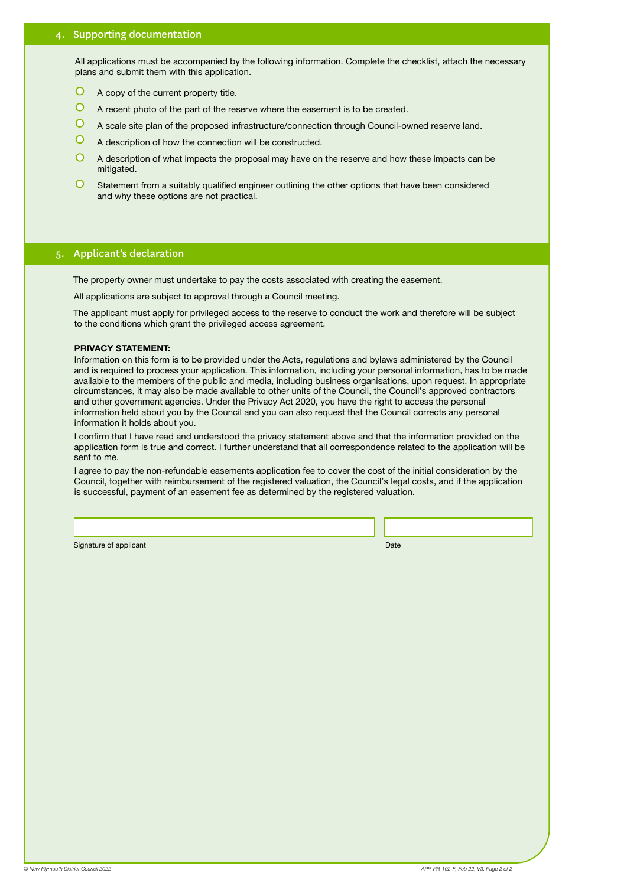## 4. Supporting documentation

All applications must be accompanied by the following information. Complete the checklist, attach the necessary plans and submit them with this application.

- ○ A copy of the current property title.
- ○ A recent photo of the part of the reserve where the easement is to be created.
- ○ A scale site plan of the proposed infrastructure/connection through Council-owned reserve land.
- ○ A description of how the connection will be constructed.
- ○ A description of what impacts the proposal may have on the reserve and how these impacts can be mitigated.
- ○ Statement from a suitably qualified engineer outlining the other options that have been considered and why these options are not practical.

## 5. Applicant's declaration

The property owner must undertake to pay the costs associated with creating the easement.

All applications are subject to approval through a Council meeting.

The applicant must apply for privileged access to the reserve to conduct the work and therefore will be subject to the conditions which grant the privileged access agreement.

**PRIVACY STATEMENT:**
Information on this form is to be provided under the Acts, regulations and bylaws administered by the Council and is required to process your application. This information, including your personal information, has to be made available to the members of the public and media, including business organisations, upon request. In appropriate circumstances, it may also be made available to other units of the Council, the Council's approved contractors and other government agencies. Under the Privacy Act 2020, you have the right to access the personal information held about you by the Council and you can also request that the Council corrects any personal information it holds about you.

I confirm that I have read and understood the privacy statement above and that the information provided on the application form is true and correct. I further understand that all correspondence related to the application will be sent to me.

I agree to pay the non-refundable easements application fee to cover the cost of the initial consideration by the Council, together with reimbursement of the registered valuation, the Council's legal costs, and if the application is successful, payment of an easement fee as determined by the registered valuation.

Signature of applicant: ____________________

Date: ____________________

*© New Plymouth District Council 2022*

*APP-PR-102-F, Feb 22, V3*